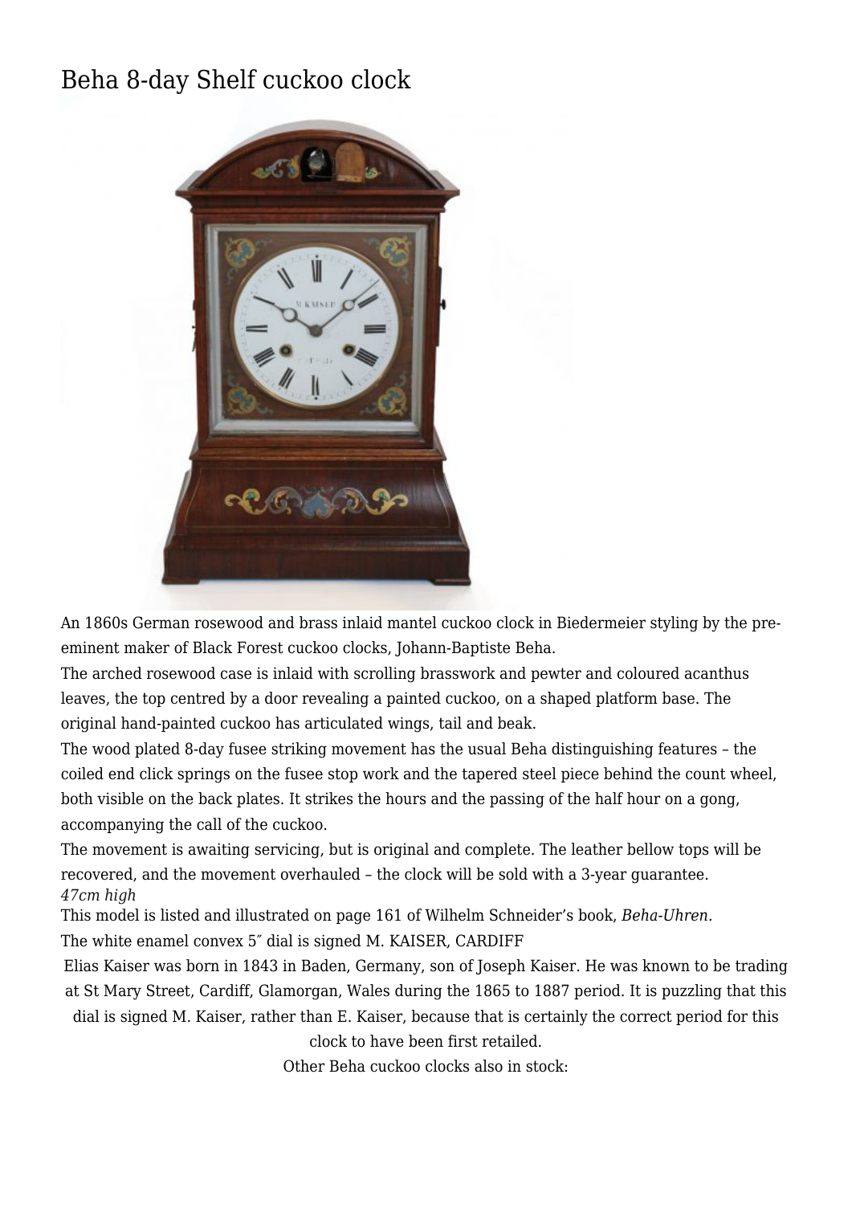# Beha 8-day Shelf cuckoo clock

An 1860s German rosewood and brass inlaid mantel cuckoo clock in Biedermeier styling by the pre-eminent maker of Black Forest cuckoo clocks, Johann-Baptiste Beha.

The arched rosewood case is inlaid with scrolling brasswork and pewter and coloured acanthus leaves, the top centred by a door revealing a painted cuckoo, on a shaped platform base. The original hand-painted cuckoo has articulated wings, tail and beak.

The wood plated 8-day fusee striking movement has the usual Beha distinguishing features – the coiled end click springs on the fusee stop work and the tapered steel piece behind the count wheel, both visible on the back plates. It strikes the hours and the passing of the half hour on a gong, accompanying the call of the cuckoo.

The movement is awaiting servicing, but is original and complete. The leather bellow tops will be recovered, and the movement overhauled – the clock will be sold with a 3-year guarantee.

*47cm high*

This model is listed and illustrated on page 161 of Wilhelm Schneider's book, *Beha-Uhren.*

The white enamel convex 5″ dial is signed M. KAISER, CARDIFF

Elias Kaiser was born in 1843 in Baden, Germany, son of Joseph Kaiser. He was known to be trading at St Mary Street, Cardiff, Glamorgan, Wales during the 1865 to 1887 period. It is puzzling that this dial is signed M. Kaiser, rather than E. Kaiser, because that is certainly the correct period for this clock to have been first retailed.

Other Beha cuckoo clocks also in stock: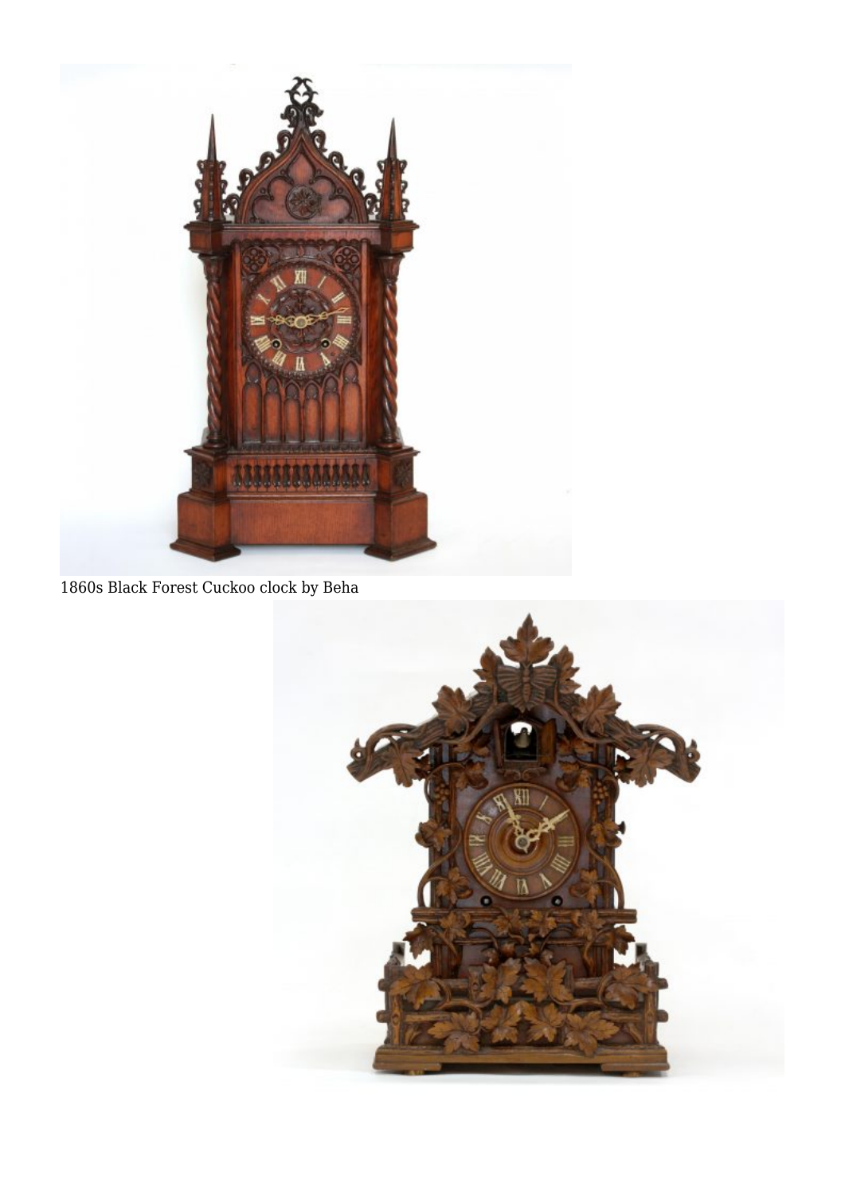1860s Black Forest Cuckoo clock by Beha